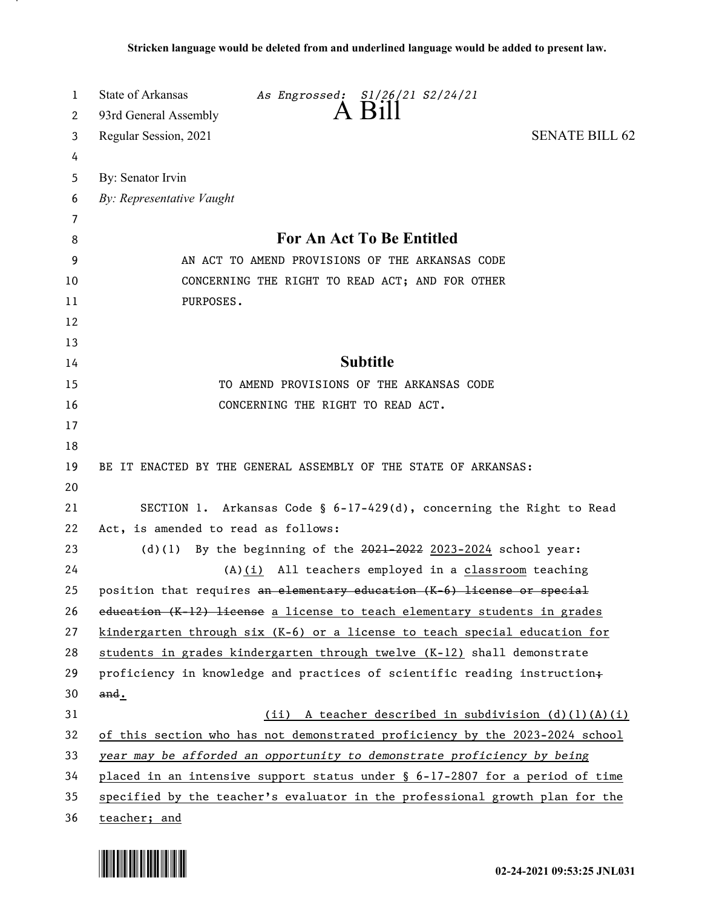**Stricken language would be deleted from and underlined language would be added to present law.**

State of Arkansas *As Engrossed: S1/26/21 S2/24/21*
93rd General Assembly
# A Bill
Regular Session, 2021 SENATE BILL 62

By: Senator Irvin
*By: Representative Vaught*

## For An Act To Be Entitled

AN ACT TO AMEND PROVISIONS OF THE ARKANSAS CODE CONCERNING THE RIGHT TO READ ACT; AND FOR OTHER PURPOSES.

## Subtitle

TO AMEND PROVISIONS OF THE ARKANSAS CODE CONCERNING THE RIGHT TO READ ACT.

BE IT ENACTED BY THE GENERAL ASSEMBLY OF THE STATE OF ARKANSAS:

SECTION 1. Arkansas Code § 6-17-429(d), concerning the Right to Read Act, is amended to read as follows:

(d)(1) By the beginning of the ~~2021-2022~~ <u>2023-2024</u> school year:

(A)<u>(i)</u> All teachers employed in a <u>classroom</u> teaching position that requires ~~an elementary education (K-6) license or special education (K-12) license~~ <u>a license to teach elementary students in grades kindergarten through six (K-6) or a license to teach special education for students in grades kindergarten through twelve (K-12)</u> shall demonstrate proficiency in knowledge and practices of scientific reading instruction~~; and~~<u>.</u>

<u>(ii) A teacher described in subdivision (d)(1)(A)(i) of this section who has not demonstrated proficiency by the 2023-2024 school</u> *<u>year may be afforded an opportunity to demonstrate proficiency by being</u>* <u>placed in an intensive support status under § 6-17-2807 for a period of time specified by the teacher's evaluator in the professional growth plan for the teacher; and</u>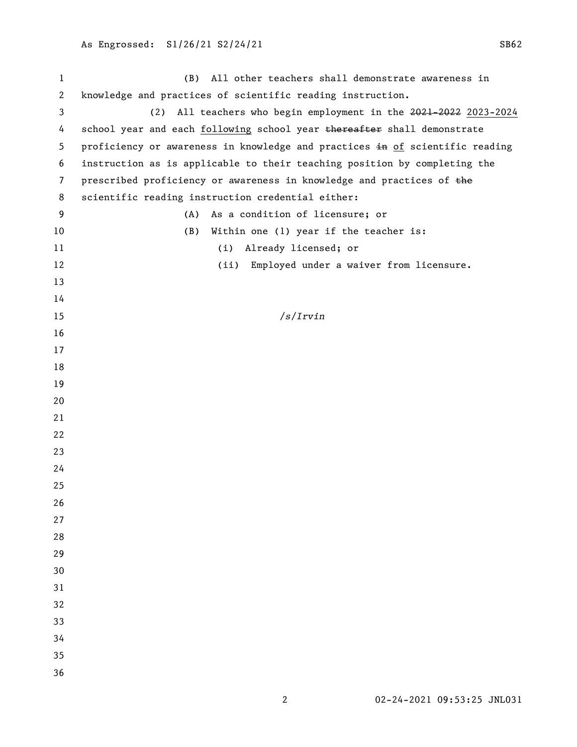(B) All other teachers shall demonstrate awareness in knowledge and practices of scientific reading instruction.

(2) All teachers who begin employment in the ~~2021-2022~~ <u>2023-2024</u> school year and each <u>following</u> school year ~~thereafter~~ shall demonstrate proficiency or awareness in knowledge and practices ~~in~~ <u>of</u> scientific reading instruction as is applicable to their teaching position by completing the prescribed proficiency or awareness in knowledge and practices of ~~the~~ scientific reading instruction credential either:

(A) As a condition of licensure; or

(B) Within one (1) year if the teacher is:

(i) Already licensed; or

(ii) Employed under a waiver from licensure.

*/s/Irvin*